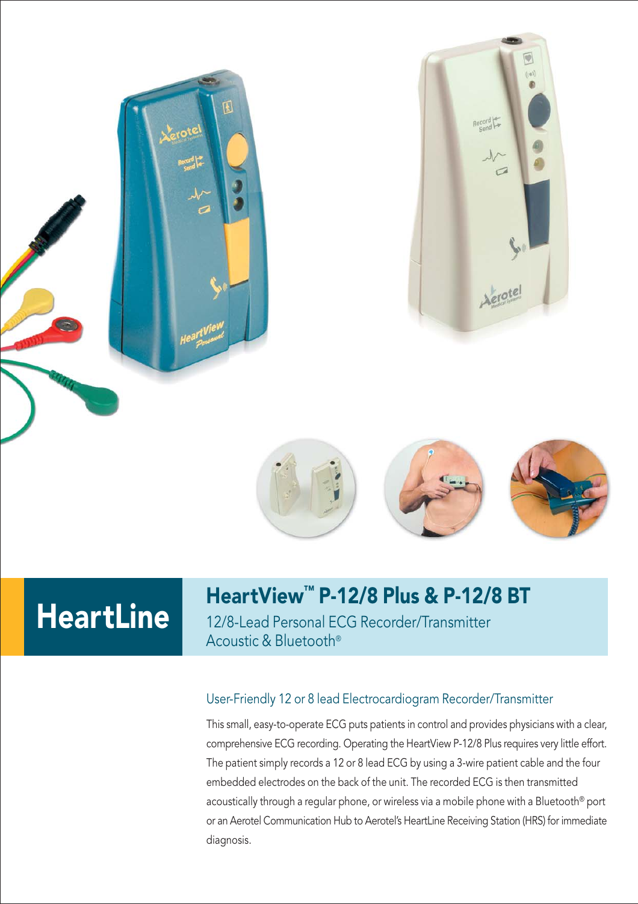HeartLine

# HeartView™ P-12/8 Plus & P-12/8 BT

12/8-Lead Personal ECG Recorder/Transmitter
Acoustic & Bluetooth®

## User-Friendly 12 or 8 lead Electrocardiogram Recorder/Transmitter

This small, easy-to-operate ECG puts patients in control and provides physicians with a clear, comprehensive ECG recording. Operating the HeartView P-12/8 Plus requires very little effort. The patient simply records a 12 or 8 lead ECG by using a 3-wire patient cable and the four embedded electrodes on the back of the unit. The recorded ECG is then transmitted acoustically through a regular phone, or wireless via a mobile phone with a Bluetooth® port or an Aerotel Communication Hub to Aerotel's HeartLine Receiving Station (HRS) for immediate diagnosis.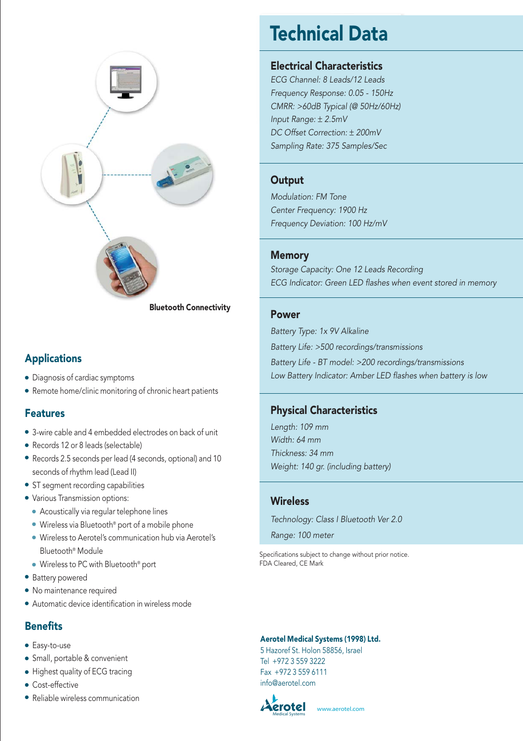Bluetooth Connectivity

## Applications

- Diagnosis of cardiac symptoms
- Remote home/clinic monitoring of chronic heart patients

## Features

- 3-wire cable and 4 embedded electrodes on back of unit
- Records 12 or 8 leads (selectable)
- Records 2.5 seconds per lead (4 seconds, optional) and 10 seconds of rhythm lead (Lead II)
- ST segment recording capabilities
- Various Transmission options:
  - Acoustically via regular telephone lines
  - Wireless via Bluetooth® port of a mobile phone
  - Wireless to Aerotel's communication hub via Aerotel's Bluetooth® Module
  - Wireless to PC with Bluetooth® port
- Battery powered
- No maintenance required
- Automatic device identification in wireless mode

## Benefits

- Easy-to-use
- Small, portable & convenient
- Highest quality of ECG tracing
- Cost-effective
- Reliable wireless communication

# Technical Data

## Electrical Characteristics

*ECG Channel: 8 Leads/12 Leads*
*Frequency Response: 0.05 - 150Hz*
*CMRR: >60dB Typical (@ 50Hz/60Hz)*
*Input Range: ± 2.5mV*
*DC Offset Correction: ± 200mV*
*Sampling Rate: 375 Samples/Sec*

## Output

*Modulation: FM Tone*
*Center Frequency: 1900 Hz*
*Frequency Deviation: 100 Hz/mV*

## Memory

*Storage Capacity: One 12 Leads Recording*
*ECG Indicator: Green LED flashes when event stored in memory*

## Power

*Battery Type: 1x 9V Alkaline*
*Battery Life: >500 recordings/transmissions*
*Battery Life - BT model: >200 recordings/transmissions*
*Low Battery Indicator: Amber LED flashes when battery is low*

## Physical Characteristics

*Length: 109 mm*
*Width: 64 mm*
*Thickness: 34 mm*
*Weight: 140 gr. (including battery)*

## Wireless

*Technology: Class I Bluetooth Ver 2.0*
*Range: 100 meter*

Specifications subject to change without prior notice.
FDA Cleared, CE Mark

**Aerotel Medical Systems (1998) Ltd.**
5 Hazoref St. Holon 58856, Israel
Tel +972 3 559 3222
Fax +972 3 559 6111
info@aerotel.com

Aerotel Medical Systems www.aerotel.com